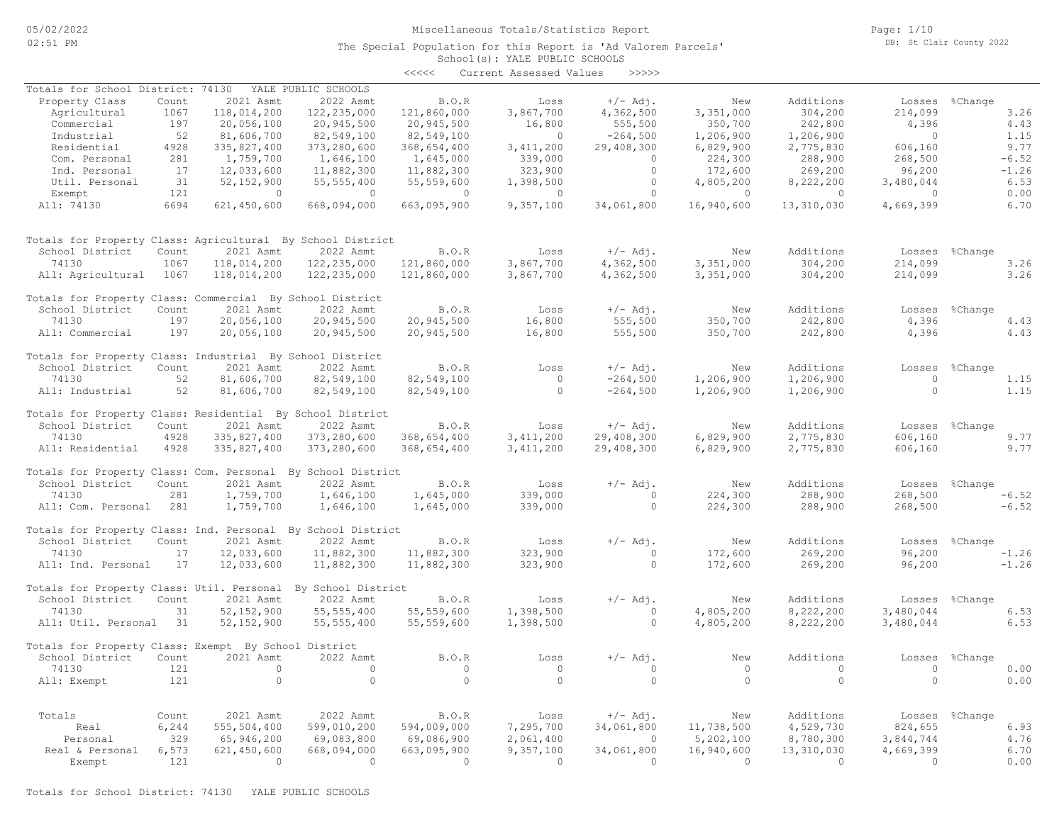Miscellaneous Totals/Statistics Report

The Special Population for this Report is 'Ad Valorem Parcels'

School(s): YALE PUBLIC SCHOOLS

<<<<< Current Assessed Values >>>>>

Totals for School District: 74130 YALE PUBLIC SCHOOLS

| Property Class | Count | 2021 Asmt | 2022 Asmt | B.O.R | Loss | +/- Adj. | New | Additions | Losses | %Change |
|---|---|---|---|---|---|---|---|---|---|---|
| Agricultural | 1067 | 118,014,200 | 122,235,000 | 121,860,000 | 3,867,700 | 4,362,500 | 3,351,000 | 304,200 | 214,099 | 3.26 |
| Commercial | 197 | 20,056,100 | 20,945,500 | 20,945,500 | 16,800 | 555,500 | 350,700 | 242,800 | 4,396 | 4.43 |
| Industrial | 52 | 81,606,700 | 82,549,100 | 82,549,100 | 0 | -264,500 | 1,206,900 | 1,206,900 | 0 | 1.15 |
| Residential | 4928 | 335,827,400 | 373,280,600 | 368,654,400 | 3,411,200 | 29,408,300 | 6,829,900 | 2,775,830 | 606,160 | 9.77 |
| Com. Personal | 281 | 1,759,700 | 1,646,100 | 1,645,000 | 339,000 | 0 | 224,300 | 288,900 | 268,500 | -6.52 |
| Ind. Personal | 17 | 12,033,600 | 11,882,300 | 11,882,300 | 323,900 | 0 | 172,600 | 269,200 | 96,200 | -1.26 |
| Util. Personal | 31 | 52,152,900 | 55,555,400 | 55,559,600 | 1,398,500 | 0 | 4,805,200 | 8,222,200 | 3,480,044 | 6.53 |
| Exempt | 121 | 0 | 0 | 0 | 0 | 0 | 0 | 0 | 0 | 0.00 |
| All: 74130 | 6694 | 621,450,600 | 668,094,000 | 663,095,900 | 9,357,100 | 34,061,800 | 16,940,600 | 13,310,030 | 4,669,399 | 6.70 |

Totals for Property Class: Agricultural By School District

| School District | Count | 2021 Asmt | 2022 Asmt | B.O.R | Loss | +/- Adj. | New | Additions | Losses | %Change |
|---|---|---|---|---|---|---|---|---|---|---|
| 74130 | 1067 | 118,014,200 | 122,235,000 | 121,860,000 | 3,867,700 | 4,362,500 | 3,351,000 | 304,200 | 214,099 | 3.26 |
| All: Agricultural | 1067 | 118,014,200 | 122,235,000 | 121,860,000 | 3,867,700 | 4,362,500 | 3,351,000 | 304,200 | 214,099 | 3.26 |

Totals for Property Class: Commercial By School District

| School District | Count | 2021 Asmt | 2022 Asmt | B.O.R | Loss | +/- Adj. | New | Additions | Losses | %Change |
|---|---|---|---|---|---|---|---|---|---|---|
| 74130 | 197 | 20,056,100 | 20,945,500 | 20,945,500 | 16,800 | 555,500 | 350,700 | 242,800 | 4,396 | 4.43 |
| All: Commercial | 197 | 20,056,100 | 20,945,500 | 20,945,500 | 16,800 | 555,500 | 350,700 | 242,800 | 4,396 | 4.43 |

Totals for Property Class: Industrial By School District

| School District | Count | 2021 Asmt | 2022 Asmt | B.O.R | Loss | +/- Adj. | New | Additions | Losses | %Change |
|---|---|---|---|---|---|---|---|---|---|---|
| 74130 | 52 | 81,606,700 | 82,549,100 | 82,549,100 | 0 | -264,500 | 1,206,900 | 1,206,900 | 0 | 1.15 |
| All: Industrial | 52 | 81,606,700 | 82,549,100 | 82,549,100 | 0 | -264,500 | 1,206,900 | 1,206,900 | 0 | 1.15 |

Totals for Property Class: Residential By School District

| School District | Count | 2021 Asmt | 2022 Asmt | B.O.R | Loss | +/- Adj. | New | Additions | Losses | %Change |
|---|---|---|---|---|---|---|---|---|---|---|
| 74130 | 4928 | 335,827,400 | 373,280,600 | 368,654,400 | 3,411,200 | 29,408,300 | 6,829,900 | 2,775,830 | 606,160 | 9.77 |
| All: Residential | 4928 | 335,827,400 | 373,280,600 | 368,654,400 | 3,411,200 | 29,408,300 | 6,829,900 | 2,775,830 | 606,160 | 9.77 |

Totals for Property Class: Com. Personal By School District

| School District | Count | 2021 Asmt | 2022 Asmt | B.O.R | Loss | +/- Adj. | New | Additions | Losses | %Change |
|---|---|---|---|---|---|---|---|---|---|---|
| 74130 | 281 | 1,759,700 | 1,646,100 | 1,645,000 | 339,000 | 0 | 224,300 | 288,900 | 268,500 | -6.52 |
| All: Com. Personal | 281 | 1,759,700 | 1,646,100 | 1,645,000 | 339,000 | 0 | 224,300 | 288,900 | 268,500 | -6.52 |

Totals for Property Class: Ind. Personal By School District

| School District | Count | 2021 Asmt | 2022 Asmt | B.O.R | Loss | +/- Adj. | New | Additions | Losses | %Change |
|---|---|---|---|---|---|---|---|---|---|---|
| 74130 | 17 | 12,033,600 | 11,882,300 | 11,882,300 | 323,900 | 0 | 172,600 | 269,200 | 96,200 | -1.26 |
| All: Ind. Personal | 17 | 12,033,600 | 11,882,300 | 11,882,300 | 323,900 | 0 | 172,600 | 269,200 | 96,200 | -1.26 |

Totals for Property Class: Util. Personal By School District

| School District | Count | 2021 Asmt | 2022 Asmt | B.O.R | Loss | +/- Adj. | New | Additions | Losses | %Change |
|---|---|---|---|---|---|---|---|---|---|---|
| 74130 | 31 | 52,152,900 | 55,555,400 | 55,559,600 | 1,398,500 | 0 | 4,805,200 | 8,222,200 | 3,480,044 | 6.53 |
| All: Util. Personal | 31 | 52,152,900 | 55,555,400 | 55,559,600 | 1,398,500 | 0 | 4,805,200 | 8,222,200 | 3,480,044 | 6.53 |

Totals for Property Class: Exempt By School District

| School District | Count | 2021 Asmt | 2022 Asmt | B.O.R | Loss | +/- Adj. | New | Additions | Losses | %Change |
|---|---|---|---|---|---|---|---|---|---|---|
| 74130 | 121 | 0 | 0 | 0 | 0 | 0 | 0 | 0 | 0 | 0.00 |
| All: Exempt | 121 | 0 | 0 | 0 | 0 | 0 | 0 | 0 | 0 | 0.00 |

| Totals | Count | 2021 Asmt | 2022 Asmt | B.O.R | Loss | +/- Adj. | New | Additions | Losses | %Change |
|---|---|---|---|---|---|---|---|---|---|---|
| Real | 6,244 | 555,504,400 | 599,010,200 | 594,009,000 | 7,295,700 | 34,061,800 | 11,738,500 | 4,529,730 | 824,655 | 6.93 |
| Personal | 329 | 65,946,200 | 69,083,800 | 69,086,900 | 2,061,400 | 0 | 5,202,100 | 8,780,300 | 3,844,744 | 4.76 |
| Real & Personal | 6,573 | 621,450,600 | 668,094,000 | 663,095,900 | 9,357,100 | 34,061,800 | 16,940,600 | 13,310,030 | 4,669,399 | 6.70 |
| Exempt | 121 | 0 | 0 | 0 | 0 | 0 | 0 | 0 | 0 | 0.00 |

Totals for School District: 74130 YALE PUBLIC SCHOOLS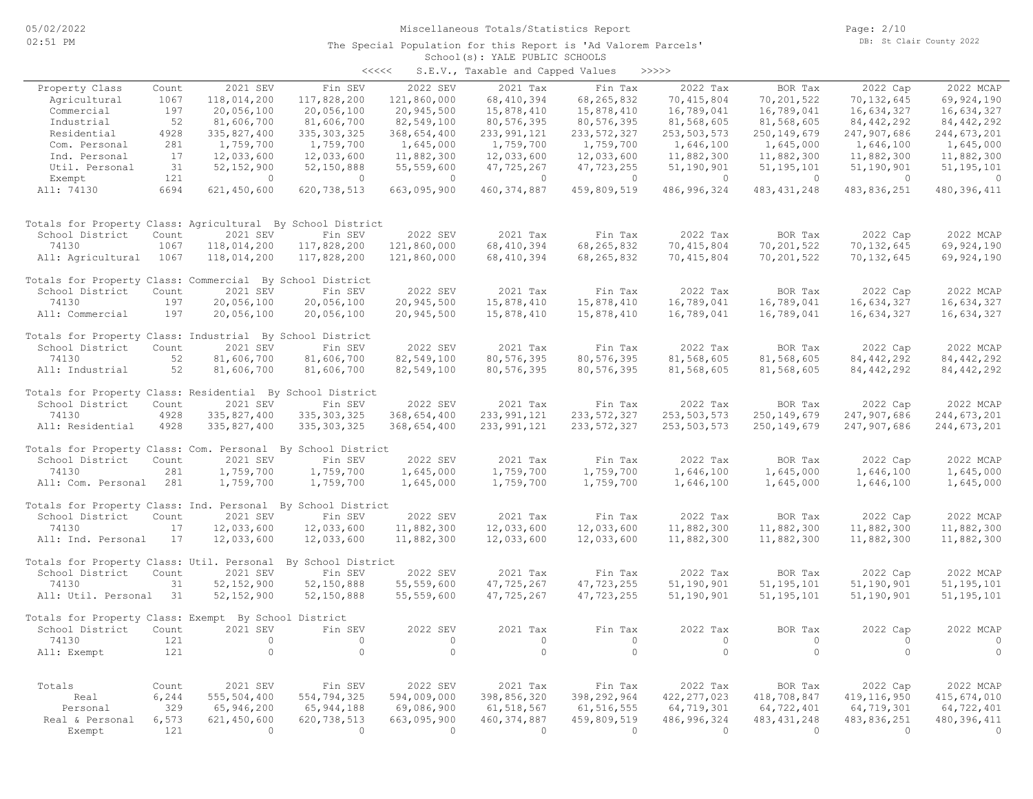# Miscellaneous Totals/Statistics Report

The Special Population for this Report is 'Ad Valorem Parcels'
School(s): YALE PUBLIC SCHOOLS

<<<<< S.E.V., Taxable and Capped Values >>>>>

| Property Class | Count | 2021 SEV | Fin SEV | 2022 SEV | 2021 Tax | Fin Tax | 2022 Tax | BOR Tax | 2022 Cap | 2022 MCAP |
|---|---|---|---|---|---|---|---|---|---|---|
| Agricultural | 1067 | 118,014,200 | 117,828,200 | 121,860,000 | 68,410,394 | 68,265,832 | 70,415,804 | 70,201,522 | 70,132,645 | 69,924,190 |
| Commercial | 197 | 20,056,100 | 20,056,100 | 20,945,500 | 15,878,410 | 15,878,410 | 16,789,041 | 16,789,041 | 16,634,327 | 16,634,327 |
| Industrial | 52 | 81,606,700 | 81,606,700 | 82,549,100 | 80,576,395 | 80,576,395 | 81,568,605 | 81,568,605 | 84,442,292 | 84,442,292 |
| Residential | 4928 | 335,827,400 | 335,303,325 | 368,654,400 | 233,991,121 | 233,572,327 | 253,503,573 | 250,149,679 | 247,907,686 | 244,673,201 |
| Com. Personal | 281 | 1,759,700 | 1,759,700 | 1,645,000 | 1,759,700 | 1,759,700 | 1,646,100 | 1,645,000 | 1,646,100 | 1,645,000 |
| Ind. Personal | 17 | 12,033,600 | 12,033,600 | 11,882,300 | 12,033,600 | 12,033,600 | 11,882,300 | 11,882,300 | 11,882,300 | 11,882,300 |
| Util. Personal | 31 | 52,152,900 | 52,150,888 | 55,559,600 | 47,725,267 | 47,723,255 | 51,190,901 | 51,195,101 | 51,190,901 | 51,195,101 |
| Exempt | 121 | 0 | 0 | 0 | 0 | 0 | 0 | 0 | 0 | 0 |
| All: 74130 | 6694 | 621,450,600 | 620,738,513 | 663,095,900 | 460,374,887 | 459,809,519 | 486,996,324 | 483,431,248 | 483,836,251 | 480,396,411 |

Totals for Property Class: Agricultural By School District

| School District | Count | 2021 SEV | Fin SEV | 2022 SEV | 2021 Tax | Fin Tax | 2022 Tax | BOR Tax | 2022 Cap | 2022 MCAP |
|---|---|---|---|---|---|---|---|---|---|---|
| 74130 | 1067 | 118,014,200 | 117,828,200 | 121,860,000 | 68,410,394 | 68,265,832 | 70,415,804 | 70,201,522 | 70,132,645 | 69,924,190 |
| All: Agricultural | 1067 | 118,014,200 | 117,828,200 | 121,860,000 | 68,410,394 | 68,265,832 | 70,415,804 | 70,201,522 | 70,132,645 | 69,924,190 |

Totals for Property Class: Commercial By School District

| School District | Count | 2021 SEV | Fin SEV | 2022 SEV | 2021 Tax | Fin Tax | 2022 Tax | BOR Tax | 2022 Cap | 2022 MCAP |
|---|---|---|---|---|---|---|---|---|---|---|
| 74130 | 197 | 20,056,100 | 20,056,100 | 20,945,500 | 15,878,410 | 15,878,410 | 16,789,041 | 16,789,041 | 16,634,327 | 16,634,327 |
| All: Commercial | 197 | 20,056,100 | 20,056,100 | 20,945,500 | 15,878,410 | 15,878,410 | 16,789,041 | 16,789,041 | 16,634,327 | 16,634,327 |

Totals for Property Class: Industrial By School District

| School District | Count | 2021 SEV | Fin SEV | 2022 SEV | 2021 Tax | Fin Tax | 2022 Tax | BOR Tax | 2022 Cap | 2022 MCAP |
|---|---|---|---|---|---|---|---|---|---|---|
| 74130 | 52 | 81,606,700 | 81,606,700 | 82,549,100 | 80,576,395 | 80,576,395 | 81,568,605 | 81,568,605 | 84,442,292 | 84,442,292 |
| All: Industrial | 52 | 81,606,700 | 81,606,700 | 82,549,100 | 80,576,395 | 80,576,395 | 81,568,605 | 81,568,605 | 84,442,292 | 84,442,292 |

Totals for Property Class: Residential By School District

| School District | Count | 2021 SEV | Fin SEV | 2022 SEV | 2021 Tax | Fin Tax | 2022 Tax | BOR Tax | 2022 Cap | 2022 MCAP |
|---|---|---|---|---|---|---|---|---|---|---|
| 74130 | 4928 | 335,827,400 | 335,303,325 | 368,654,400 | 233,991,121 | 233,572,327 | 253,503,573 | 250,149,679 | 247,907,686 | 244,673,201 |
| All: Residential | 4928 | 335,827,400 | 335,303,325 | 368,654,400 | 233,991,121 | 233,572,327 | 253,503,573 | 250,149,679 | 247,907,686 | 244,673,201 |

Totals for Property Class: Com. Personal By School District

| School District | Count | 2021 SEV | Fin SEV | 2022 SEV | 2021 Tax | Fin Tax | 2022 Tax | BOR Tax | 2022 Cap | 2022 MCAP |
|---|---|---|---|---|---|---|---|---|---|---|
| 74130 | 281 | 1,759,700 | 1,759,700 | 1,645,000 | 1,759,700 | 1,759,700 | 1,646,100 | 1,645,000 | 1,646,100 | 1,645,000 |
| All: Com. Personal | 281 | 1,759,700 | 1,759,700 | 1,645,000 | 1,759,700 | 1,759,700 | 1,646,100 | 1,645,000 | 1,646,100 | 1,645,000 |

Totals for Property Class: Ind. Personal By School District

| School District | Count | 2021 SEV | Fin SEV | 2022 SEV | 2021 Tax | Fin Tax | 2022 Tax | BOR Tax | 2022 Cap | 2022 MCAP |
|---|---|---|---|---|---|---|---|---|---|---|
| 74130 | 17 | 12,033,600 | 12,033,600 | 11,882,300 | 12,033,600 | 12,033,600 | 11,882,300 | 11,882,300 | 11,882,300 | 11,882,300 |
| All: Ind. Personal | 17 | 12,033,600 | 12,033,600 | 11,882,300 | 12,033,600 | 12,033,600 | 11,882,300 | 11,882,300 | 11,882,300 | 11,882,300 |

Totals for Property Class: Util. Personal By School District

| School District | Count | 2021 SEV | Fin SEV | 2022 SEV | 2021 Tax | Fin Tax | 2022 Tax | BOR Tax | 2022 Cap | 2022 MCAP |
|---|---|---|---|---|---|---|---|---|---|---|
| 74130 | 31 | 52,152,900 | 52,150,888 | 55,559,600 | 47,725,267 | 47,723,255 | 51,190,901 | 51,195,101 | 51,190,901 | 51,195,101 |
| All: Util. Personal | 31 | 52,152,900 | 52,150,888 | 55,559,600 | 47,725,267 | 47,723,255 | 51,190,901 | 51,195,101 | 51,190,901 | 51,195,101 |

Totals for Property Class: Exempt By School District

| School District | Count | 2021 SEV | Fin SEV | 2022 SEV | 2021 Tax | Fin Tax | 2022 Tax | BOR Tax | 2022 Cap | 2022 MCAP |
|---|---|---|---|---|---|---|---|---|---|---|
| 74130 | 121 | 0 | 0 | 0 | 0 | 0 | 0 | 0 | 0 | 0 |
| All: Exempt | 121 | 0 | 0 | 0 | 0 | 0 | 0 | 0 | 0 | 0 |

| Totals | Count | 2021 SEV | Fin SEV | 2022 SEV | 2021 Tax | Fin Tax | 2022 Tax | BOR Tax | 2022 Cap | 2022 MCAP |
|---|---|---|---|---|---|---|---|---|---|---|
| Real | 6,244 | 555,504,400 | 554,794,325 | 594,009,000 | 398,856,320 | 398,292,964 | 422,277,023 | 418,708,847 | 419,116,950 | 415,674,010 |
| Personal | 329 | 65,946,200 | 65,944,188 | 69,086,900 | 61,518,567 | 61,516,555 | 64,719,301 | 64,722,401 | 64,719,301 | 64,722,401 |
| Real & Personal | 6,573 | 621,450,600 | 620,738,513 | 663,095,900 | 460,374,887 | 459,809,519 | 486,996,324 | 483,431,248 | 483,836,251 | 480,396,411 |
| Exempt | 121 | 0 | 0 | 0 | 0 | 0 | 0 | 0 | 0 | 0 |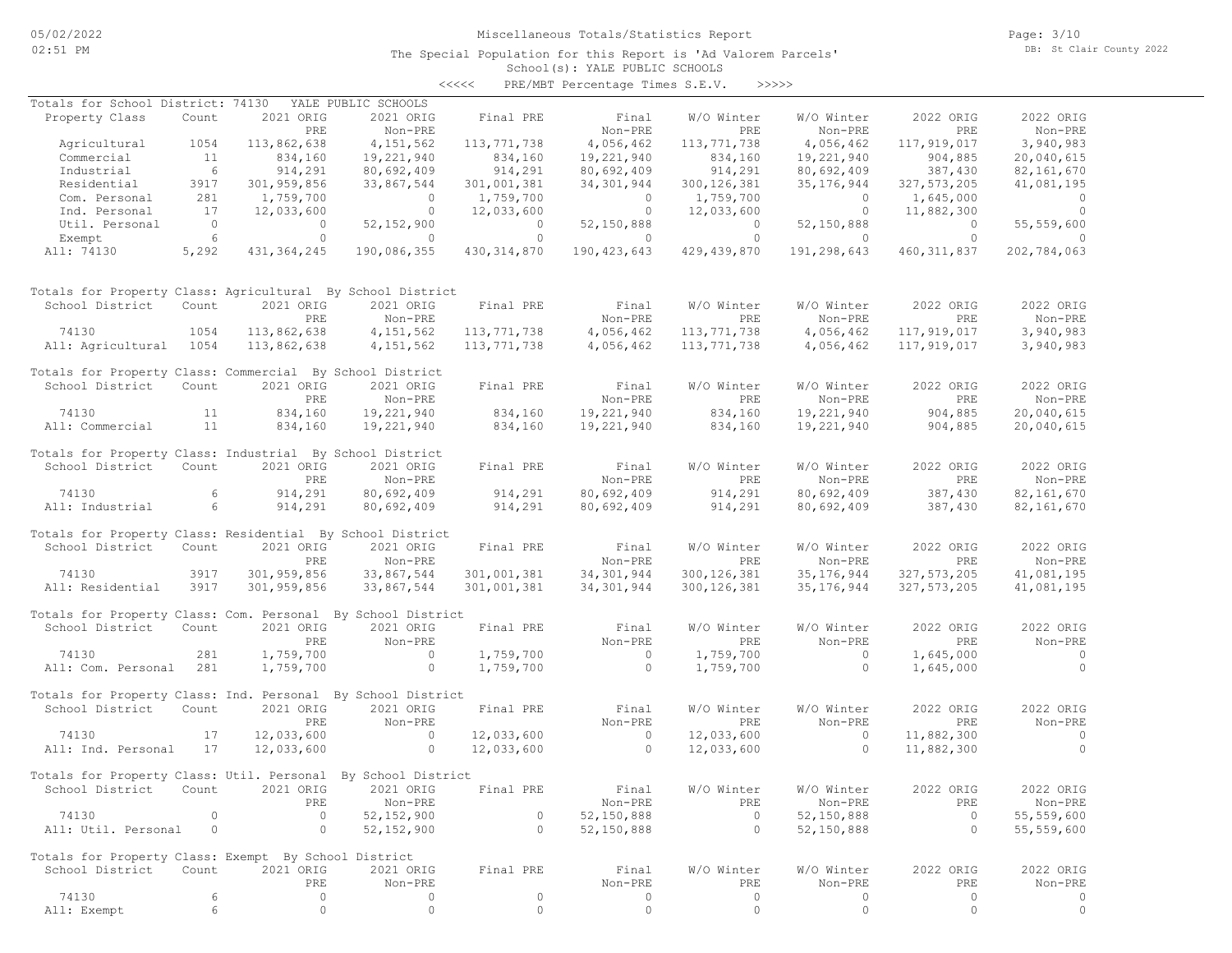Miscellaneous Totals/Statistics Report

The Special Population for this Report is 'Ad Valorem Parcels'

School(s): YALE PUBLIC SCHOOLS

<<<<< PRE/MBT Percentage Times S.E.V. >>>>>

Totals for School District: 74130 YALE PUBLIC SCHOOLS

| Property Class | Count | 2021 ORIG PRE | 2021 ORIG Non-PRE | Final PRE | Final Non-PRE | W/O Winter PRE | W/O Winter Non-PRE | 2022 ORIG PRE | 2022 ORIG Non-PRE |
|---|---|---|---|---|---|---|---|---|---|
| Agricultural | 1054 | 113,862,638 | 4,151,562 | 113,771,738 | 4,056,462 | 113,771,738 | 4,056,462 | 117,919,017 | 3,940,983 |
| Commercial | 11 | 834,160 | 19,221,940 | 834,160 | 19,221,940 | 834,160 | 19,221,940 | 904,885 | 20,040,615 |
| Industrial | 6 | 914,291 | 80,692,409 | 914,291 | 80,692,409 | 914,291 | 80,692,409 | 387,430 | 82,161,670 |
| Residential | 3917 | 301,959,856 | 33,867,544 | 301,001,381 | 34,301,944 | 300,126,381 | 35,176,944 | 327,573,205 | 41,081,195 |
| Com. Personal | 281 | 1,759,700 | 0 | 1,759,700 | 0 | 1,759,700 | 0 | 1,645,000 | 0 |
| Ind. Personal | 17 | 12,033,600 | 0 | 12,033,600 | 0 | 12,033,600 | 0 | 11,882,300 | 0 |
| Util. Personal | 0 | 0 | 52,152,900 | 0 | 52,150,888 | 0 | 52,150,888 | 0 | 55,559,600 |
| Exempt | 6 | 0 | 0 | 0 | 0 | 0 | 0 | 0 | 0 |
| All: 74130 | 5,292 | 431,364,245 | 190,086,355 | 430,314,870 | 190,423,643 | 429,439,870 | 191,298,643 | 460,311,837 | 202,784,063 |

Totals for Property Class: Agricultural By School District

| School District | Count | 2021 ORIG PRE | 2021 ORIG Non-PRE | Final PRE | Final Non-PRE | W/O Winter PRE | W/O Winter Non-PRE | 2022 ORIG PRE | 2022 ORIG Non-PRE |
|---|---|---|---|---|---|---|---|---|---|
| 74130 | 1054 | 113,862,638 | 4,151,562 | 113,771,738 | 4,056,462 | 113,771,738 | 4,056,462 | 117,919,017 | 3,940,983 |
| All: Agricultural | 1054 | 113,862,638 | 4,151,562 | 113,771,738 | 4,056,462 | 113,771,738 | 4,056,462 | 117,919,017 | 3,940,983 |

Totals for Property Class: Commercial By School District

| School District | Count | 2021 ORIG PRE | 2021 ORIG Non-PRE | Final PRE | Final Non-PRE | W/O Winter PRE | W/O Winter Non-PRE | 2022 ORIG PRE | 2022 ORIG Non-PRE |
|---|---|---|---|---|---|---|---|---|---|
| 74130 | 11 | 834,160 | 19,221,940 | 834,160 | 19,221,940 | 834,160 | 19,221,940 | 904,885 | 20,040,615 |
| All: Commercial | 11 | 834,160 | 19,221,940 | 834,160 | 19,221,940 | 834,160 | 19,221,940 | 904,885 | 20,040,615 |

Totals for Property Class: Industrial By School District

| School District | Count | 2021 ORIG PRE | 2021 ORIG Non-PRE | Final PRE | Final Non-PRE | W/O Winter PRE | W/O Winter Non-PRE | 2022 ORIG PRE | 2022 ORIG Non-PRE |
|---|---|---|---|---|---|---|---|---|---|
| 74130 | 6 | 914,291 | 80,692,409 | 914,291 | 80,692,409 | 914,291 | 80,692,409 | 387,430 | 82,161,670 |
| All: Industrial | 6 | 914,291 | 80,692,409 | 914,291 | 80,692,409 | 914,291 | 80,692,409 | 387,430 | 82,161,670 |

Totals for Property Class: Residential By School District

| School District | Count | 2021 ORIG PRE | 2021 ORIG Non-PRE | Final PRE | Final Non-PRE | W/O Winter PRE | W/O Winter Non-PRE | 2022 ORIG PRE | 2022 ORIG Non-PRE |
|---|---|---|---|---|---|---|---|---|---|
| 74130 | 3917 | 301,959,856 | 33,867,544 | 301,001,381 | 34,301,944 | 300,126,381 | 35,176,944 | 327,573,205 | 41,081,195 |
| All: Residential | 3917 | 301,959,856 | 33,867,544 | 301,001,381 | 34,301,944 | 300,126,381 | 35,176,944 | 327,573,205 | 41,081,195 |

Totals for Property Class: Com. Personal By School District

| School District | Count | 2021 ORIG PRE | 2021 ORIG Non-PRE | Final PRE | Final Non-PRE | W/O Winter PRE | W/O Winter Non-PRE | 2022 ORIG PRE | 2022 ORIG Non-PRE |
|---|---|---|---|---|---|---|---|---|---|
| 74130 | 281 | 1,759,700 | 0 | 1,759,700 | 0 | 1,759,700 | 0 | 1,645,000 | 0 |
| All: Com. Personal | 281 | 1,759,700 | 0 | 1,759,700 | 0 | 1,759,700 | 0 | 1,645,000 | 0 |

Totals for Property Class: Ind. Personal By School District

| School District | Count | 2021 ORIG PRE | 2021 ORIG Non-PRE | Final PRE | Final Non-PRE | W/O Winter PRE | W/O Winter Non-PRE | 2022 ORIG PRE | 2022 ORIG Non-PRE |
|---|---|---|---|---|---|---|---|---|---|
| 74130 | 17 | 12,033,600 | 0 | 12,033,600 | 0 | 12,033,600 | 0 | 11,882,300 | 0 |
| All: Ind. Personal | 17 | 12,033,600 | 0 | 12,033,600 | 0 | 12,033,600 | 0 | 11,882,300 | 0 |

Totals for Property Class: Util. Personal By School District

| School District | Count | 2021 ORIG PRE | 2021 ORIG Non-PRE | Final PRE | Final Non-PRE | W/O Winter PRE | W/O Winter Non-PRE | 2022 ORIG PRE | 2022 ORIG Non-PRE |
|---|---|---|---|---|---|---|---|---|---|
| 74130 | 0 | 0 | 52,152,900 | 0 | 52,150,888 | 0 | 52,150,888 | 0 | 55,559,600 |
| All: Util. Personal | 0 | 0 | 52,152,900 | 0 | 52,150,888 | 0 | 52,150,888 | 0 | 55,559,600 |

Totals for Property Class: Exempt By School District

| School District | Count | 2021 ORIG PRE | 2021 ORIG Non-PRE | Final PRE | Final Non-PRE | W/O Winter PRE | W/O Winter Non-PRE | 2022 ORIG PRE | 2022 ORIG Non-PRE |
|---|---|---|---|---|---|---|---|---|---|
| 74130 | 6 | 0 | 0 | 0 | 0 | 0 | 0 | 0 | 0 |
| All: Exempt | 6 | 0 | 0 | 0 | 0 | 0 | 0 | 0 | 0 |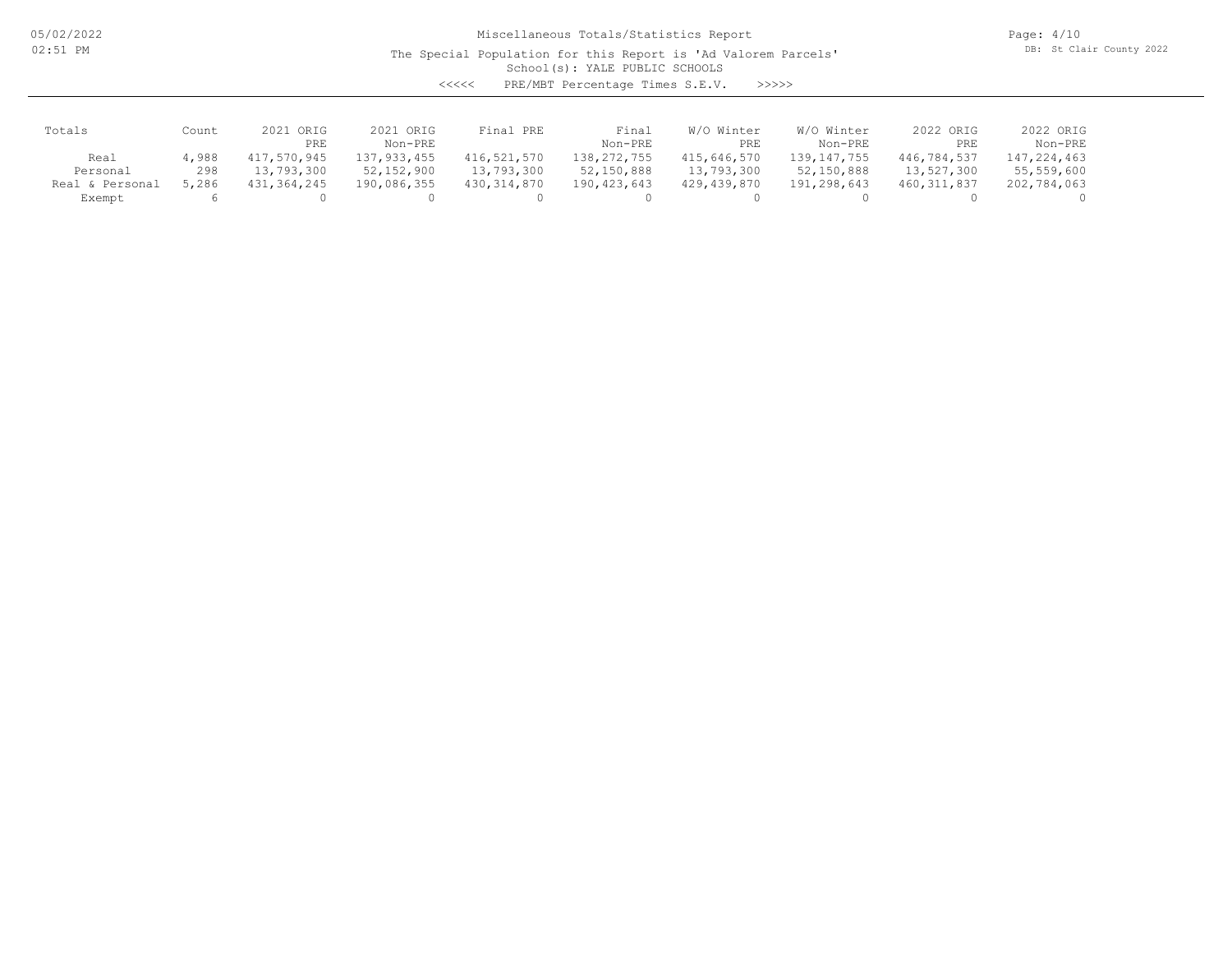Miscellaneous Totals/Statistics Report

The Special Population for this Report is 'Ad Valorem Parcels'

School(s): YALE PUBLIC SCHOOLS

<<<<< PRE/MBT Percentage Times S.E.V. >>>>>

| Totals | Count | 2021 ORIG PRE | 2021 ORIG Non-PRE | Final PRE | Final Non-PRE | W/O Winter PRE | W/O Winter Non-PRE | 2022 ORIG PRE | 2022 ORIG Non-PRE |
|---|---|---|---|---|---|---|---|---|---|
| Real | 4,988 | 417,570,945 | 137,933,455 | 416,521,570 | 138,272,755 | 415,646,570 | 139,147,755 | 446,784,537 | 147,224,463 |
| Personal | 298 | 13,793,300 | 52,152,900 | 13,793,300 | 52,150,888 | 13,793,300 | 52,150,888 | 13,527,300 | 55,559,600 |
| Real & Personal | 5,286 | 431,364,245 | 190,086,355 | 430,314,870 | 190,423,643 | 429,439,870 | 191,298,643 | 460,311,837 | 202,784,063 |
| Exempt | 6 | 0 | 0 | 0 | 0 | 0 | 0 | 0 | 0 |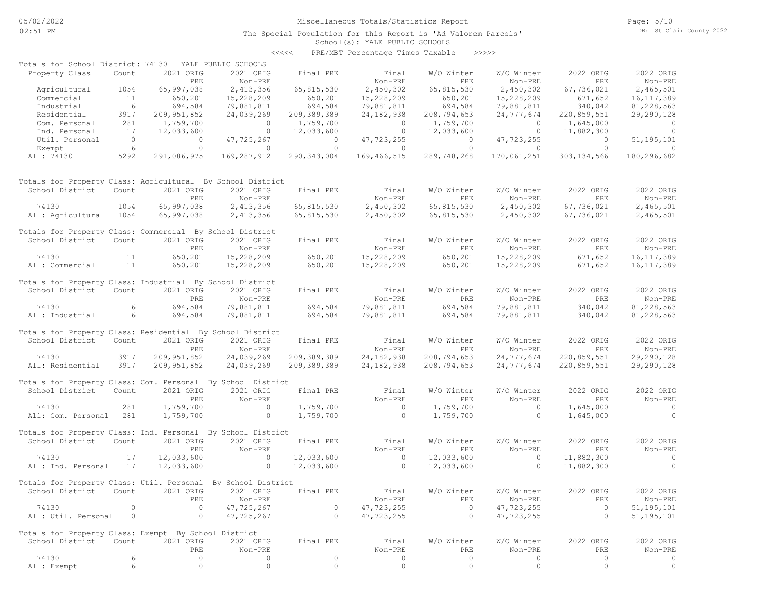# Miscellaneous Totals/Statistics Report

The Special Population for this Report is 'Ad Valorem Parcels'

School(s): YALE PUBLIC SCHOOLS

<<<<< PRE/MBT Percentage Times Taxable >>>>>

## Totals for School District: 74130 YALE PUBLIC SCHOOLS

| Property Class | Count | 2021 ORIG PRE | 2021 ORIG Non-PRE | Final PRE | Final Non-PRE | W/O Winter PRE | W/O Winter Non-PRE | 2022 ORIG PRE | 2022 ORIG Non-PRE |
|---|---|---|---|---|---|---|---|---|---|
| Agricultural | 1054 | 65,997,038 | 2,413,356 | 65,815,530 | 2,450,302 | 65,815,530 | 2,450,302 | 67,736,021 | 2,465,501 |
| Commercial | 11 | 650,201 | 15,228,209 | 650,201 | 15,228,209 | 650,201 | 15,228,209 | 671,652 | 16,117,389 |
| Industrial | 6 | 694,584 | 79,881,811 | 694,584 | 79,881,811 | 694,584 | 79,881,811 | 340,042 | 81,228,563 |
| Residential | 3917 | 209,951,852 | 24,039,269 | 209,389,389 | 24,182,938 | 208,794,653 | 24,777,674 | 220,859,551 | 29,290,128 |
| Com. Personal | 281 | 1,759,700 | 0 | 1,759,700 | 0 | 1,759,700 | 0 | 1,645,000 | 0 |
| Ind. Personal | 17 | 12,033,600 | 0 | 12,033,600 | 0 | 12,033,600 | 0 | 11,882,300 | 0 |
| Util. Personal | 0 | 0 | 47,725,267 | 0 | 47,723,255 | 0 | 47,723,255 | 0 | 51,195,101 |
| Exempt | 6 | 0 | 0 | 0 | 0 | 0 | 0 | 0 | 0 |
| All: 74130 | 5292 | 291,086,975 | 169,287,912 | 290,343,004 | 169,466,515 | 289,748,268 | 170,061,251 | 303,134,566 | 180,296,682 |

## Totals for Property Class: Agricultural By School District

| School District | Count | 2021 ORIG PRE | 2021 ORIG Non-PRE | Final PRE | Final Non-PRE | W/O Winter PRE | W/O Winter Non-PRE | 2022 ORIG PRE | 2022 ORIG Non-PRE |
|---|---|---|---|---|---|---|---|---|---|
| 74130 | 1054 | 65,997,038 | 2,413,356 | 65,815,530 | 2,450,302 | 65,815,530 | 2,450,302 | 67,736,021 | 2,465,501 |
| All: Agricultural | 1054 | 65,997,038 | 2,413,356 | 65,815,530 | 2,450,302 | 65,815,530 | 2,450,302 | 67,736,021 | 2,465,501 |

## Totals for Property Class: Commercial By School District

| School District | Count | 2021 ORIG PRE | 2021 ORIG Non-PRE | Final PRE | Final Non-PRE | W/O Winter PRE | W/O Winter Non-PRE | 2022 ORIG PRE | 2022 ORIG Non-PRE |
|---|---|---|---|---|---|---|---|---|---|
| 74130 | 11 | 650,201 | 15,228,209 | 650,201 | 15,228,209 | 650,201 | 15,228,209 | 671,652 | 16,117,389 |
| All: Commercial | 11 | 650,201 | 15,228,209 | 650,201 | 15,228,209 | 650,201 | 15,228,209 | 671,652 | 16,117,389 |

## Totals for Property Class: Industrial By School District

| School District | Count | 2021 ORIG PRE | 2021 ORIG Non-PRE | Final PRE | Final Non-PRE | W/O Winter PRE | W/O Winter Non-PRE | 2022 ORIG PRE | 2022 ORIG Non-PRE |
|---|---|---|---|---|---|---|---|---|---|
| 74130 | 6 | 694,584 | 79,881,811 | 694,584 | 79,881,811 | 694,584 | 79,881,811 | 340,042 | 81,228,563 |
| All: Industrial | 6 | 694,584 | 79,881,811 | 694,584 | 79,881,811 | 694,584 | 79,881,811 | 340,042 | 81,228,563 |

## Totals for Property Class: Residential By School District

| School District | Count | 2021 ORIG PRE | 2021 ORIG Non-PRE | Final PRE | Final Non-PRE | W/O Winter PRE | W/O Winter Non-PRE | 2022 ORIG PRE | 2022 ORIG Non-PRE |
|---|---|---|---|---|---|---|---|---|---|
| 74130 | 3917 | 209,951,852 | 24,039,269 | 209,389,389 | 24,182,938 | 208,794,653 | 24,777,674 | 220,859,551 | 29,290,128 |
| All: Residential | 3917 | 209,951,852 | 24,039,269 | 209,389,389 | 24,182,938 | 208,794,653 | 24,777,674 | 220,859,551 | 29,290,128 |

## Totals for Property Class: Com. Personal By School District

| School District | Count | 2021 ORIG PRE | 2021 ORIG Non-PRE | Final PRE | Final Non-PRE | W/O Winter PRE | W/O Winter Non-PRE | 2022 ORIG PRE | 2022 ORIG Non-PRE |
|---|---|---|---|---|---|---|---|---|---|
| 74130 | 281 | 1,759,700 | 0 | 1,759,700 | 0 | 1,759,700 | 0 | 1,645,000 | 0 |
| All: Com. Personal | 281 | 1,759,700 | 0 | 1,759,700 | 0 | 1,759,700 | 0 | 1,645,000 | 0 |

## Totals for Property Class: Ind. Personal By School District

| School District | Count | 2021 ORIG PRE | 2021 ORIG Non-PRE | Final PRE | Final Non-PRE | W/O Winter PRE | W/O Winter Non-PRE | 2022 ORIG PRE | 2022 ORIG Non-PRE |
|---|---|---|---|---|---|---|---|---|---|
| 74130 | 17 | 12,033,600 | 0 | 12,033,600 | 0 | 12,033,600 | 0 | 11,882,300 | 0 |
| All: Ind. Personal | 17 | 12,033,600 | 0 | 12,033,600 | 0 | 12,033,600 | 0 | 11,882,300 | 0 |

## Totals for Property Class: Util. Personal By School District

| School District | Count | 2021 ORIG PRE | 2021 ORIG Non-PRE | Final PRE | Final Non-PRE | W/O Winter PRE | W/O Winter Non-PRE | 2022 ORIG PRE | 2022 ORIG Non-PRE |
|---|---|---|---|---|---|---|---|---|---|
| 74130 | 0 | 0 | 47,725,267 | 0 | 47,723,255 | 0 | 47,723,255 | 0 | 51,195,101 |
| All: Util. Personal | 0 | 0 | 47,725,267 | 0 | 47,723,255 | 0 | 47,723,255 | 0 | 51,195,101 |

## Totals for Property Class: Exempt By School District

| School District | Count | 2021 ORIG PRE | 2021 ORIG Non-PRE | Final PRE | Final Non-PRE | W/O Winter PRE | W/O Winter Non-PRE | 2022 ORIG PRE | 2022 ORIG Non-PRE |
|---|---|---|---|---|---|---|---|---|---|
| 74130 | 6 | 0 | 0 | 0 | 0 | 0 | 0 | 0 | 0 |
| All: Exempt | 6 | 0 | 0 | 0 | 0 | 0 | 0 | 0 | 0 |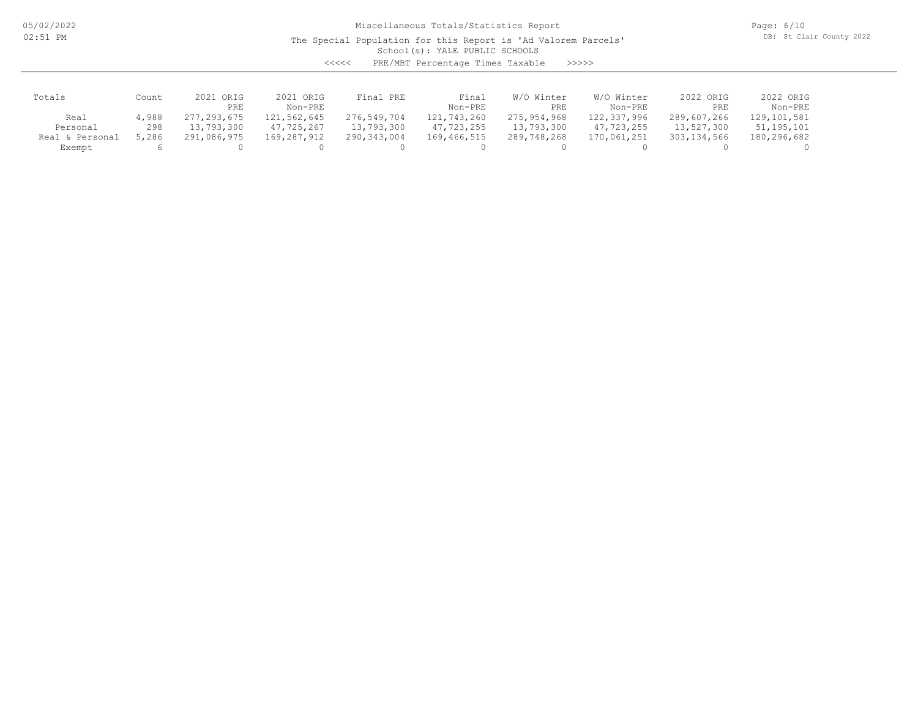Miscellaneous Totals/Statistics Report

The Special Population for this Report is 'Ad Valorem Parcels'

School(s): YALE PUBLIC SCHOOLS

<<<<< PRE/MBT Percentage Times Taxable >>>>>

| Totals | Count | 2021 ORIG PRE | 2021 ORIG Non-PRE | Final PRE | Final Non-PRE | W/O Winter PRE | W/O Winter Non-PRE | 2022 ORIG PRE | 2022 ORIG Non-PRE |
|---|---|---|---|---|---|---|---|---|---|
| Real | 4,988 | 277,293,675 | 121,562,645 | 276,549,704 | 121,743,260 | 275,954,968 | 122,337,996 | 289,607,266 | 129,101,581 |
| Personal | 298 | 13,793,300 | 47,725,267 | 13,793,300 | 47,723,255 | 13,793,300 | 47,723,255 | 13,527,300 | 51,195,101 |
| Real & Personal | 5,286 | 291,086,975 | 169,287,912 | 290,343,004 | 169,466,515 | 289,748,268 | 170,061,251 | 303,134,566 | 180,296,682 |
| Exempt | 6 | 0 | 0 | 0 | 0 | 0 | 0 | 0 | 0 |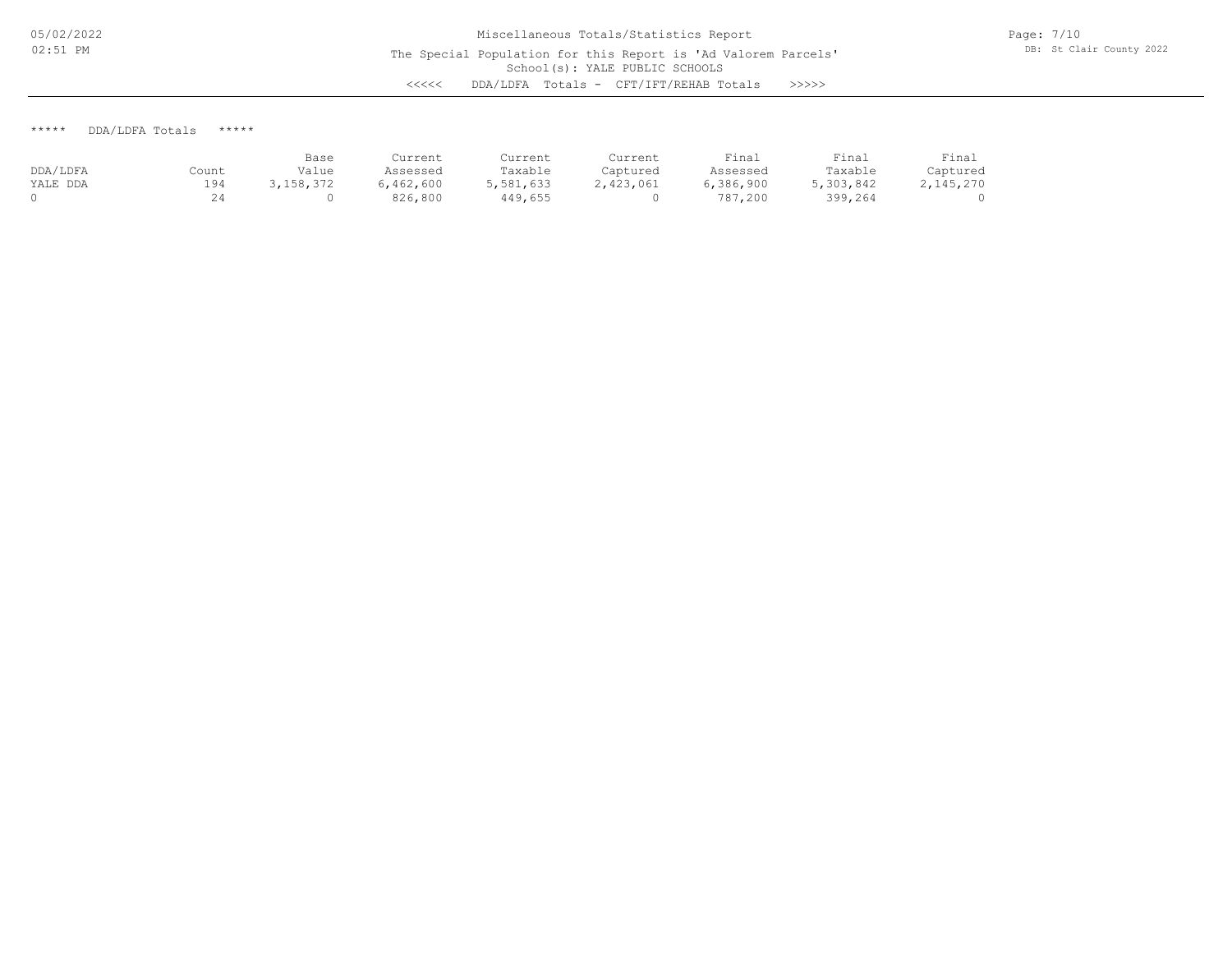Miscellaneous Totals/Statistics Report

The Special Population for this Report is 'Ad Valorem Parcels'

School(s): YALE PUBLIC SCHOOLS

<<<<< DDA/LDFA Totals - CFT/IFT/REHAB Totals >>>>>

***** DDA/LDFA Totals *****

| DDA/LDFA | Count | Base Value | Current Assessed | Current Taxable | Current Captured | Final Assessed | Final Taxable | Final Captured |
|---|---|---|---|---|---|---|---|---|
| YALE DDA | 194 | 3,158,372 | 6,462,600 | 5,581,633 | 2,423,061 | 6,386,900 | 5,303,842 | 2,145,270 |
| 0 | 24 | 0 | 826,800 | 449,655 | 0 | 787,200 | 399,264 | 0 |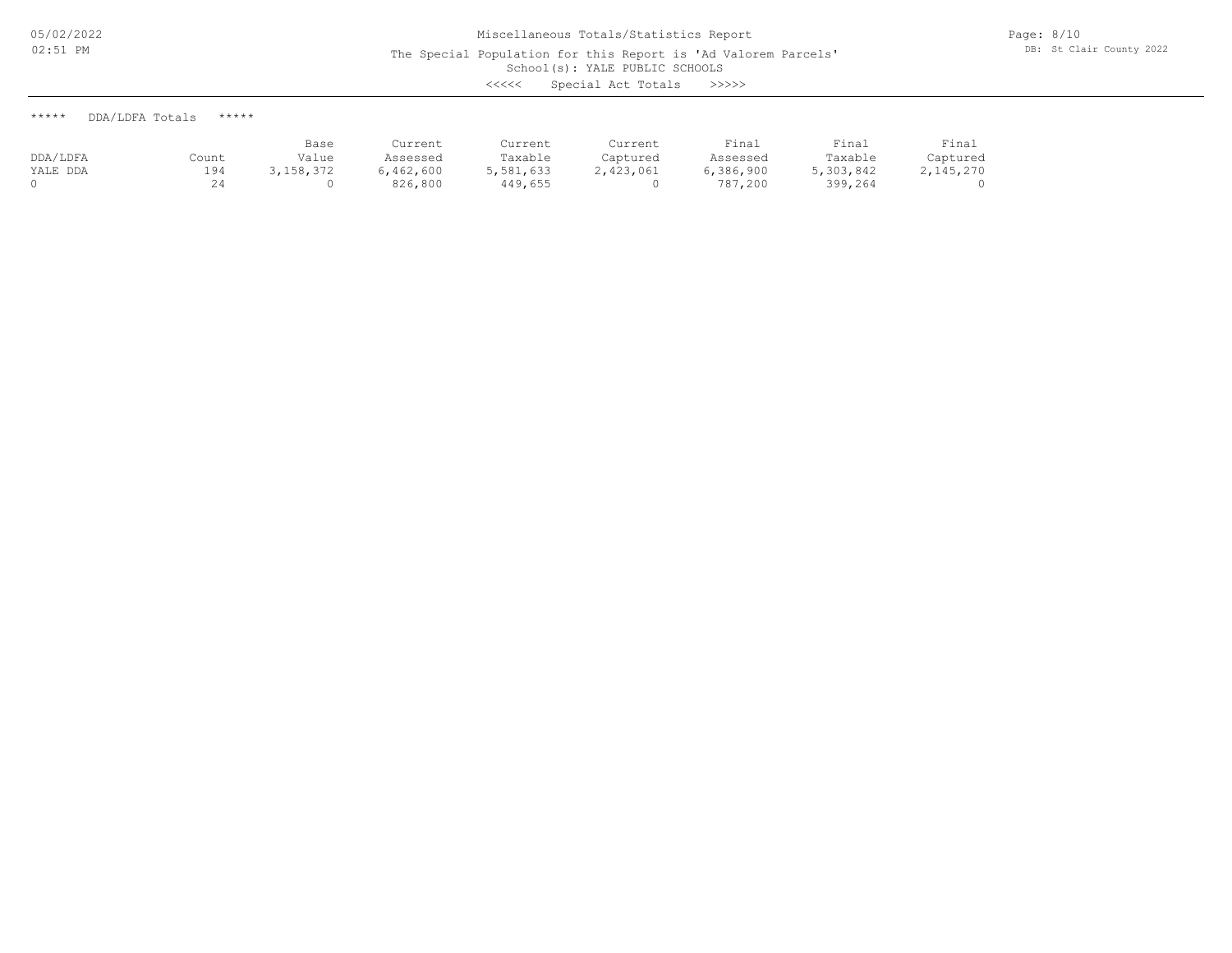Miscellaneous Totals/Statistics Report

The Special Population for this Report is 'Ad Valorem Parcels'

School(s): YALE PUBLIC SCHOOLS

<<<<< Special Act Totals >>>>>

***** DDA/LDFA Totals *****

| DDA/LDFA | Count | Base Value | Current Assessed | Current Taxable | Current Captured | Final Assessed | Final Taxable | Final Captured |
|---|---|---|---|---|---|---|---|---|
| YALE DDA | 194 | 3,158,372 | 6,462,600 | 5,581,633 | 2,423,061 | 6,386,900 | 5,303,842 | 2,145,270 |
| 0 | 24 | 0 | 826,800 | 449,655 | 0 | 787,200 | 399,264 | 0 |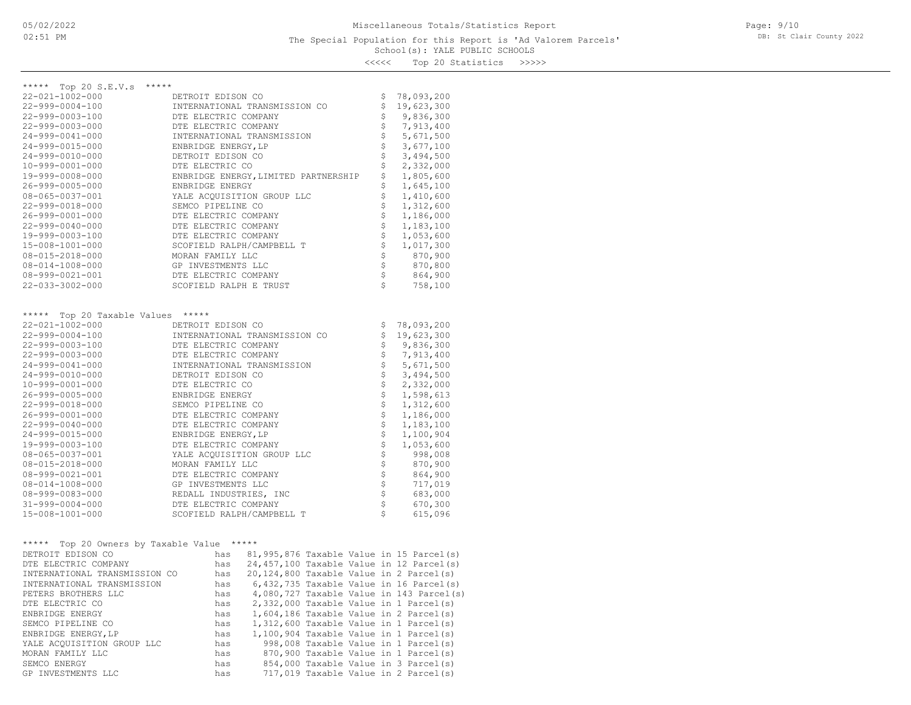Miscellaneous Totals/Statistics Report

The Special Population for this Report is 'Ad Valorem Parcels'

School(s): YALE PUBLIC SCHOOLS

<<<<< Top 20 Statistics >>>>>

## ***** Top 20 S.E.V.s *****

| Parcel | Owner | S.E.V. |
|---|---|---|
| 22-021-1002-000 | DETROIT EDISON CO | $ 78,093,200 |
| 22-999-0004-100 | INTERNATIONAL TRANSMISSION CO | $ 19,623,300 |
| 22-999-0003-100 | DTE ELECTRIC COMPANY | $ 9,836,300 |
| 22-999-0003-000 | DTE ELECTRIC COMPANY | $ 7,913,400 |
| 24-999-0041-000 | INTERNATIONAL TRANSMISSION | $ 5,671,500 |
| 24-999-0015-000 | ENBRIDGE ENERGY,LP | $ 3,677,100 |
| 24-999-0010-000 | DETROIT EDISON CO | $ 3,494,500 |
| 10-999-0001-000 | DTE ELECTRIC CO | $ 2,332,000 |
| 19-999-0008-000 | ENBRIDGE ENERGY,LIMITED PARTNERSHIP | $ 1,805,600 |
| 26-999-0005-000 | ENBRIDGE ENERGY | $ 1,645,100 |
| 08-065-0037-001 | YALE ACQUISITION GROUP LLC | $ 1,410,600 |
| 22-999-0018-000 | SEMCO PIPELINE CO | $ 1,312,600 |
| 26-999-0001-000 | DTE ELECTRIC COMPANY | $ 1,186,000 |
| 22-999-0040-000 | DTE ELECTRIC COMPANY | $ 1,183,100 |
| 19-999-0003-100 | DTE ELECTRIC COMPANY | $ 1,053,600 |
| 15-008-1001-000 | SCOFIELD RALPH/CAMPBELL T | $ 1,017,300 |
| 08-015-2018-000 | MORAN FAMILY LLC | $ 870,900 |
| 08-014-1008-000 | GP INVESTMENTS LLC | $ 870,800 |
| 08-999-0021-001 | DTE ELECTRIC COMPANY | $ 864,900 |
| 22-033-3002-000 | SCOFIELD RALPH E TRUST | $ 758,100 |

## ***** Top 20 Taxable Values *****

| Parcel | Owner | Taxable Value |
|---|---|---|
| 22-021-1002-000 | DETROIT EDISON CO | $ 78,093,200 |
| 22-999-0004-100 | INTERNATIONAL TRANSMISSION CO | $ 19,623,300 |
| 22-999-0003-100 | DTE ELECTRIC COMPANY | $ 9,836,300 |
| 22-999-0003-000 | DTE ELECTRIC COMPANY | $ 7,913,400 |
| 24-999-0041-000 | INTERNATIONAL TRANSMISSION | $ 5,671,500 |
| 24-999-0010-000 | DETROIT EDISON CO | $ 3,494,500 |
| 10-999-0001-000 | DTE ELECTRIC CO | $ 2,332,000 |
| 26-999-0005-000 | ENBRIDGE ENERGY | $ 1,598,613 |
| 22-999-0018-000 | SEMCO PIPELINE CO | $ 1,312,600 |
| 26-999-0001-000 | DTE ELECTRIC COMPANY | $ 1,186,000 |
| 22-999-0040-000 | DTE ELECTRIC COMPANY | $ 1,183,100 |
| 24-999-0015-000 | ENBRIDGE ENERGY,LP | $ 1,100,904 |
| 19-999-0003-100 | DTE ELECTRIC COMPANY | $ 1,053,600 |
| 08-065-0037-001 | YALE ACQUISITION GROUP LLC | $ 998,008 |
| 08-015-2018-000 | MORAN FAMILY LLC | $ 870,900 |
| 08-999-0021-001 | DTE ELECTRIC COMPANY | $ 864,900 |
| 08-014-1008-000 | GP INVESTMENTS LLC | $ 717,019 |
| 08-999-0083-000 | REDALL INDUSTRIES, INC | $ 683,000 |
| 31-999-0004-000 | DTE ELECTRIC COMPANY | $ 670,300 |
| 15-008-1001-000 | SCOFIELD RALPH/CAMPBELL T | $ 615,096 |

## ***** Top 20 Owners by Taxable Value *****

| Owner | | Taxable Value | | Parcels |
|---|---|---|---|---|
| DETROIT EDISON CO | has | 81,995,876 | Taxable Value in | 15 Parcel(s) |
| DTE ELECTRIC COMPANY | has | 24,457,100 | Taxable Value in | 12 Parcel(s) |
| INTERNATIONAL TRANSMISSION CO | has | 20,124,800 | Taxable Value in | 2 Parcel(s) |
| INTERNATIONAL TRANSMISSION | has | 6,432,735 | Taxable Value in | 16 Parcel(s) |
| PETERS BROTHERS LLC | has | 4,080,727 | Taxable Value in | 143 Parcel(s) |
| DTE ELECTRIC CO | has | 2,332,000 | Taxable Value in | 1 Parcel(s) |
| ENBRIDGE ENERGY | has | 1,604,186 | Taxable Value in | 2 Parcel(s) |
| SEMCO PIPELINE CO | has | 1,312,600 | Taxable Value in | 1 Parcel(s) |
| ENBRIDGE ENERGY,LP | has | 1,100,904 | Taxable Value in | 1 Parcel(s) |
| YALE ACQUISITION GROUP LLC | has | 998,008 | Taxable Value in | 1 Parcel(s) |
| MORAN FAMILY LLC | has | 870,900 | Taxable Value in | 1 Parcel(s) |
| SEMCO ENERGY | has | 854,000 | Taxable Value in | 3 Parcel(s) |
| GP INVESTMENTS LLC | has | 717,019 | Taxable Value in | 2 Parcel(s) |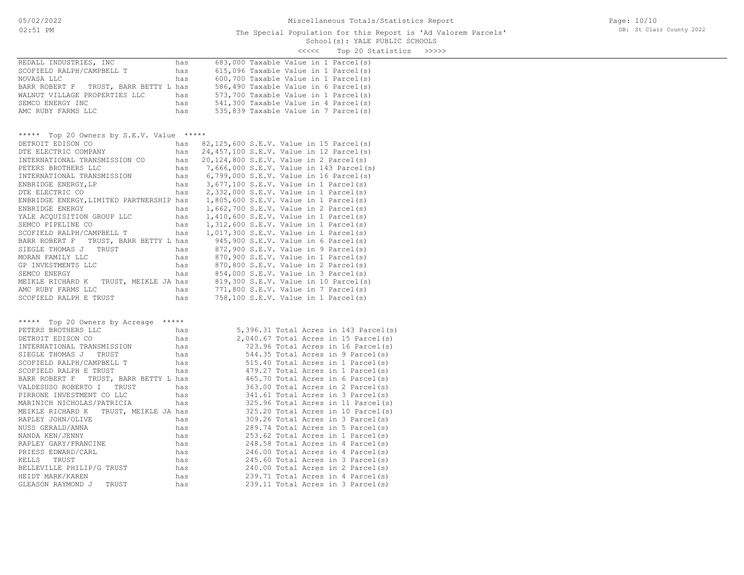Miscellaneous Totals/Statistics Report

The Special Population for this Report is 'Ad Valorem Parcels'

School(s): YALE PUBLIC SCHOOLS

<<<<< Top 20 Statistics >>>>>

| | | |
|---|---|---|
| REDALL INDUSTRIES, INC | has | 683,000 Taxable Value in 1 Parcel(s) |
| SCOFIELD RALPH/CAMPBELL T | has | 615,096 Taxable Value in 1 Parcel(s) |
| NOVASA LLC | has | 600,700 Taxable Value in 1 Parcel(s) |
| BARR ROBERT F TRUST, BARR BETTY L | has | 586,490 Taxable Value in 6 Parcel(s) |
| WALNUT VILLAGE PROPERTIES LLC | has | 573,700 Taxable Value in 1 Parcel(s) |
| SEMCO ENERGY INC | has | 541,300 Taxable Value in 4 Parcel(s) |
| AMC RUBY FARMS LLC | has | 535,839 Taxable Value in 7 Parcel(s) |

***** Top 20 Owners by S.E.V. Value *****

| | | |
|---|---|---|
| DETROIT EDISON CO | has | 82,125,600 S.E.V. Value in 15 Parcel(s) |
| DTE ELECTRIC COMPANY | has | 24,457,100 S.E.V. Value in 12 Parcel(s) |
| INTERNATIONAL TRANSMISSION CO | has | 20,124,800 S.E.V. Value in 2 Parcel(s) |
| PETERS BROTHERS LLC | has | 7,666,000 S.E.V. Value in 143 Parcel(s) |
| INTERNATIONAL TRANSMISSION | has | 6,799,000 S.E.V. Value in 16 Parcel(s) |
| ENBRIDGE ENERGY,LP | has | 3,677,100 S.E.V. Value in 1 Parcel(s) |
| DTE ELECTRIC CO | has | 2,332,000 S.E.V. Value in 1 Parcel(s) |
| ENBRIDGE ENERGY,LIMITED PARTNERSHIP | has | 1,805,600 S.E.V. Value in 1 Parcel(s) |
| ENBRIDGE ENERGY | has | 1,662,700 S.E.V. Value in 2 Parcel(s) |
| YALE ACQUISITION GROUP LLC | has | 1,410,600 S.E.V. Value in 1 Parcel(s) |
| SEMCO PIPELINE CO | has | 1,312,600 S.E.V. Value in 1 Parcel(s) |
| SCOFIELD RALPH/CAMPBELL T | has | 1,017,300 S.E.V. Value in 1 Parcel(s) |
| BARR ROBERT F TRUST, BARR BETTY L | has | 945,900 S.E.V. Value in 6 Parcel(s) |
| SIEGLE THOMAS J TRUST | has | 872,900 S.E.V. Value in 9 Parcel(s) |
| MORAN FAMILY LLC | has | 870,900 S.E.V. Value in 1 Parcel(s) |
| GP INVESTMENTS LLC | has | 870,800 S.E.V. Value in 2 Parcel(s) |
| SEMCO ENERGY | has | 854,000 S.E.V. Value in 3 Parcel(s) |
| MEIKLE RICHARD K TRUST, MEIKLE JA | has | 819,300 S.E.V. Value in 10 Parcel(s) |
| AMC RUBY FARMS LLC | has | 771,800 S.E.V. Value in 7 Parcel(s) |
| SCOFIELD RALPH E TRUST | has | 758,100 S.E.V. Value in 1 Parcel(s) |

***** Top 20 Owners by Acreage *****

| | | |
|---|---|---|
| PETERS BROTHERS LLC | has | 5,396.31 Total Acres in 143 Parcel(s) |
| DETROIT EDISON CO | has | 2,040.67 Total Acres in 15 Parcel(s) |
| INTERNATIONAL TRANSMISSION | has | 723.96 Total Acres in 16 Parcel(s) |
| SIEGLE THOMAS J TRUST | has | 544.35 Total Acres in 9 Parcel(s) |
| SCOFIELD RALPH/CAMPBELL T | has | 515.40 Total Acres in 1 Parcel(s) |
| SCOFIELD RALPH E TRUST | has | 479.27 Total Acres in 1 Parcel(s) |
| BARR ROBERT F TRUST, BARR BETTY L | has | 465.70 Total Acres in 6 Parcel(s) |
| VALDESUSO ROBERTO I TRUST | has | 363.00 Total Acres in 2 Parcel(s) |
| PIRRONE INVESTMENT CO LLC | has | 341.61 Total Acres in 3 Parcel(s) |
| MARINICH NICHOLAS/PATRICIA | has | 325.96 Total Acres in 11 Parcel(s) |
| MEIKLE RICHARD K TRUST, MEIKLE JA | has | 325.20 Total Acres in 10 Parcel(s) |
| RAPLEY JOHN/OLIVE | has | 309.26 Total Acres in 3 Parcel(s) |
| NUSS GERALD/ANNA | has | 289.74 Total Acres in 5 Parcel(s) |
| NANDA KEN/JENNY | has | 253.62 Total Acres in 1 Parcel(s) |
| RAPLEY GARY/FRANCINE | has | 248.58 Total Acres in 4 Parcel(s) |
| PRIESS EDWARD/CARL | has | 246.00 Total Acres in 4 Parcel(s) |
| KELLS TRUST | has | 245.60 Total Acres in 3 Parcel(s) |
| BELLEVILLE PHILIP/G TRUST | has | 240.00 Total Acres in 2 Parcel(s) |
| HEIDT MARK/KAREN | has | 239.71 Total Acres in 4 Parcel(s) |
| GLEASON RAYMOND J TRUST | has | 239.11 Total Acres in 3 Parcel(s) |